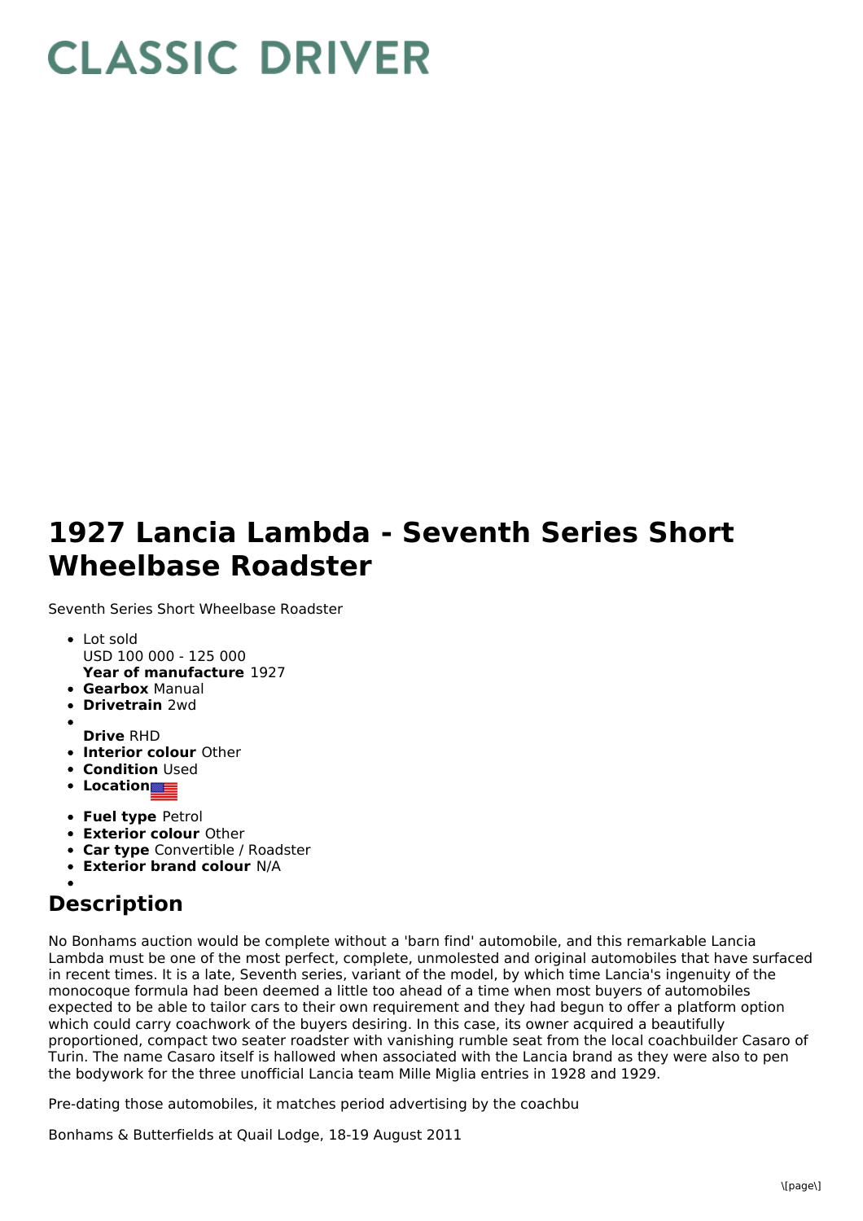# CLASSIC DRIVER

# 1927 Lancia Lambda - Seventh Series Short Wheelbase Roadster

Seventh Series Short Wheelbase Roadster

- Lot sold
  USD 100 000 - 125 000
  **Year of manufacture** 1927
- **Gearbox** Manual
- **Drivetrain** 2wd
- 
  **Drive** RHD
- **Interior colour** Other
- **Condition** Used
- **Location**
- **Fuel type** Petrol
- **Exterior colour** Other
- **Car type** Convertible / Roadster
- **Exterior brand colour** N/A
- 

## Description

No Bonhams auction would be complete without a 'barn find' automobile, and this remarkable Lancia Lambda must be one of the most perfect, complete, unmolested and original automobiles that have surfaced in recent times. It is a late, Seventh series, variant of the model, by which time Lancia's ingenuity of the monocoque formula had been deemed a little too ahead of a time when most buyers of automobiles expected to be able to tailor cars to their own requirement and they had begun to offer a platform option which could carry coachwork of the buyers desiring. In this case, its owner acquired a beautifully proportioned, compact two seater roadster with vanishing rumble seat from the local coachbuilder Casaro of Turin. The name Casaro itself is hallowed when associated with the Lancia brand as they were also to pen the bodywork for the three unofficial Lancia team Mille Miglia entries in 1928 and 1929.

Pre-dating those automobiles, it matches period advertising by the coachbu

Bonhams & Butterfields at Quail Lodge, 18-19 August 2011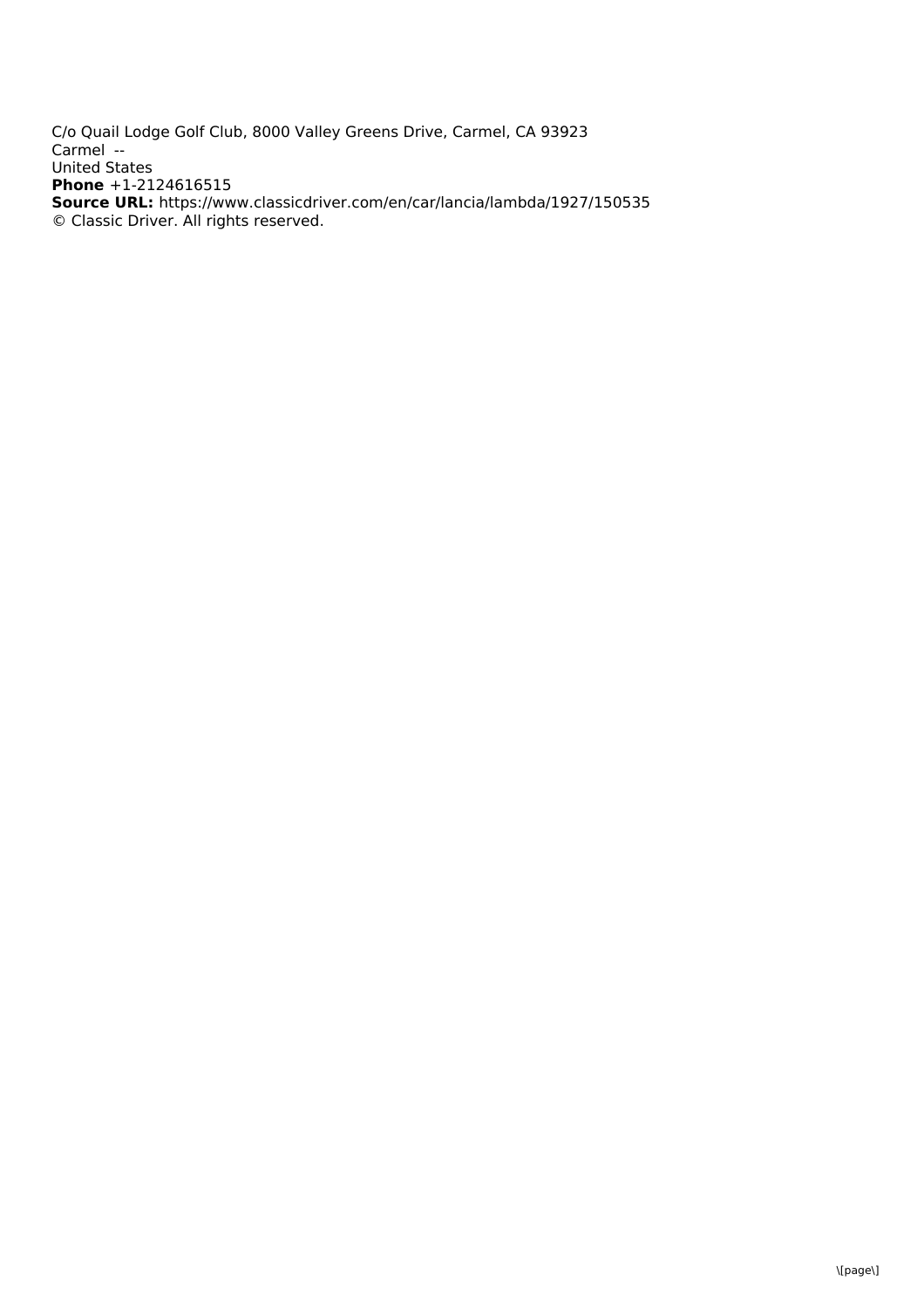C/o Quail Lodge Golf Club, 8000 Valley Greens Drive, Carmel, CA 93923
Carmel --
United States
**Phone** +1-2124616515
**Source URL:** https://www.classicdriver.com/en/car/lancia/lambda/1927/150535
© Classic Driver. All rights reserved.